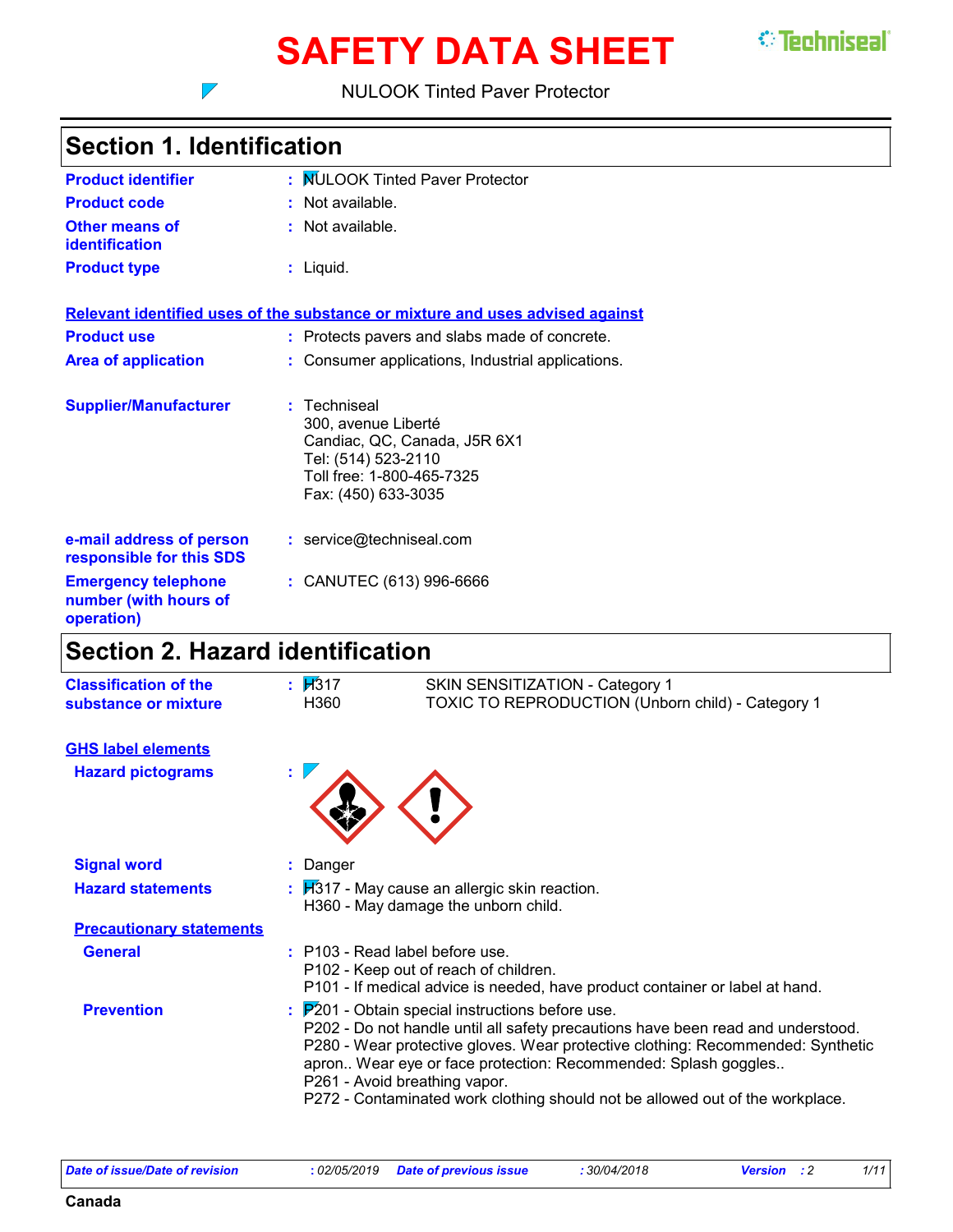# SAFETY DATA SHEET

NULOOK Tinted Paver Protector

## Section 1. Identification

| | | |
|---|---|---|
| **Product identifier** | : | NULOOK Tinted Paver Protector |
| **Product code** | : | Not available. |
| **Other means of identification** | : | Not available. |
| **Product type** | : | Liquid. |

**Relevant identified uses of the substance or mixture and uses advised against**

| | | |
|---|---|---|
| **Product use** | : | Protects pavers and slabs made of concrete. |
| **Area of application** | : | Consumer applications, Industrial applications. |
| **Supplier/Manufacturer** | : | Techniseal<br>300, avenue Liberté<br>Candiac, QC, Canada, J5R 6X1<br>Tel: (514) 523-2110<br>Toll free: 1-800-465-7325<br>Fax: (450) 633-3035 |
| **e-mail address of person responsible for this SDS** | : | service@techniseal.com |
| **Emergency telephone number (with hours of operation)** | : | CANUTEC (613) 996-6666 |

## Section 2. Hazard identification

**Classification of the substance or mixture** :

| | |
|---|---|
| H317 | SKIN SENSITIZATION - Category 1 |
| H360 | TOXIC TO REPRODUCTION (Unborn child) - Category 1 |

**GHS label elements**

**Hazard pictograms** :

**Signal word** : Danger

**Hazard statements** :
H317 - May cause an allergic skin reaction.
H360 - May damage the unborn child.

**Precautionary statements**

**General** :
P103 - Read label before use.
P102 - Keep out of reach of children.
P101 - If medical advice is needed, have product container or label at hand.

**Prevention** :
P201 - Obtain special instructions before use.
P202 - Do not handle until all safety precautions have been read and understood.
P280 - Wear protective gloves. Wear protective clothing: Recommended: Synthetic apron.. Wear eye or face protection: Recommended: Splash goggles..
P261 - Avoid breathing vapor.
P272 - Contaminated work clothing should not be allowed out of the workplace.

| Date of issue/Date of revision | : 02/05/2019 | Date of previous issue | : 30/04/2018 | Version : 2 |
|---|---|---|---|---|

Canada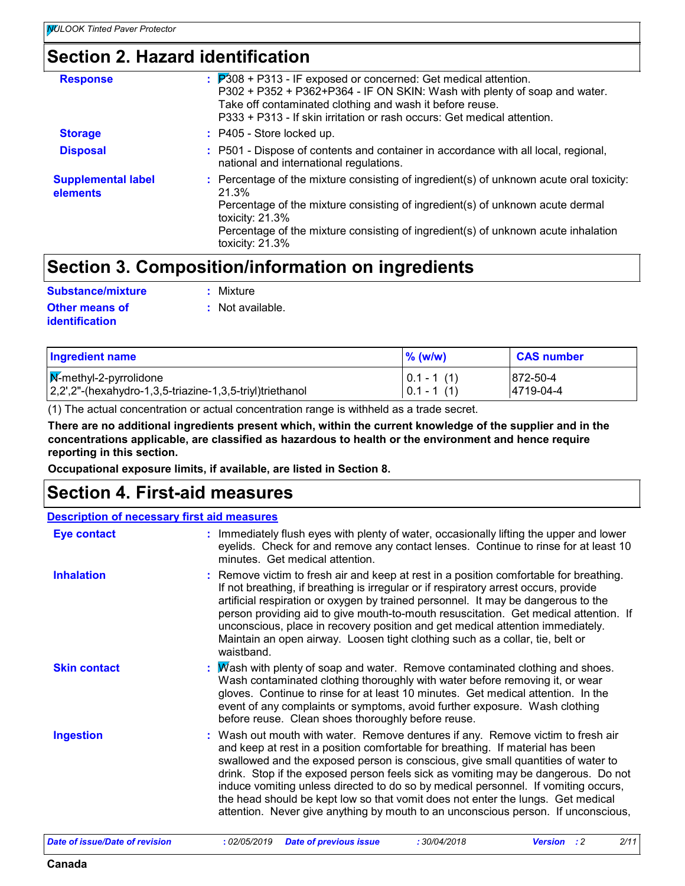## Section 2. Hazard identification

**Response** : P308 + P313 - IF exposed or concerned: Get medical attention.
P302 + P352 + P362+P364 - IF ON SKIN: Wash with plenty of soap and water. Take off contaminated clothing and wash it before reuse.
P333 + P313 - If skin irritation or rash occurs: Get medical attention.

**Storage** : P405 - Store locked up.

**Disposal** : P501 - Dispose of contents and container in accordance with all local, regional, national and international regulations.

**Supplemental label elements** : Percentage of the mixture consisting of ingredient(s) of unknown acute oral toxicity: 21.3%
Percentage of the mixture consisting of ingredient(s) of unknown acute dermal toxicity: 21.3%
Percentage of the mixture consisting of ingredient(s) of unknown acute inhalation toxicity: 21.3%

## Section 3. Composition/information on ingredients

**Substance/mixture** : Mixture

**Other means of identification** : Not available.

| Ingredient name | % (w/w) | CAS number |
|---|---|---|
| N-methyl-2-pyrrolidone | 0.1 - 1 (1) | 872-50-4 |
| 2,2',2"-(hexahydro-1,3,5-triazine-1,3,5-triyl)triethanol | 0.1 - 1 (1) | 4719-04-4 |

(1) The actual concentration or actual concentration range is withheld as a trade secret.

**There are no additional ingredients present which, within the current knowledge of the supplier and in the concentrations applicable, are classified as hazardous to health or the environment and hence require reporting in this section.**

**Occupational exposure limits, if available, are listed in Section 8.**

## Section 4. First-aid measures

**Description of necessary first aid measures**

**Eye contact** : Immediately flush eyes with plenty of water, occasionally lifting the upper and lower eyelids. Check for and remove any contact lenses. Continue to rinse for at least 10 minutes. Get medical attention.

**Inhalation** : Remove victim to fresh air and keep at rest in a position comfortable for breathing. If not breathing, if breathing is irregular or if respiratory arrest occurs, provide artificial respiration or oxygen by trained personnel. It may be dangerous to the person providing aid to give mouth-to-mouth resuscitation. Get medical attention. If unconscious, place in recovery position and get medical attention immediately. Maintain an open airway. Loosen tight clothing such as a collar, tie, belt or waistband.

**Skin contact** : Wash with plenty of soap and water. Remove contaminated clothing and shoes. Wash contaminated clothing thoroughly with water before removing it, or wear gloves. Continue to rinse for at least 10 minutes. Get medical attention. In the event of any complaints or symptoms, avoid further exposure. Wash clothing before reuse. Clean shoes thoroughly before reuse.

**Ingestion** : Wash out mouth with water. Remove dentures if any. Remove victim to fresh air and keep at rest in a position comfortable for breathing. If material has been swallowed and the exposed person is conscious, give small quantities of water to drink. Stop if the exposed person feels sick as vomiting may be dangerous. Do not induce vomiting unless directed to do so by medical personnel. If vomiting occurs, the head should be kept low so that vomit does not enter the lungs. Get medical attention. Never give anything by mouth to an unconscious person. If unconscious,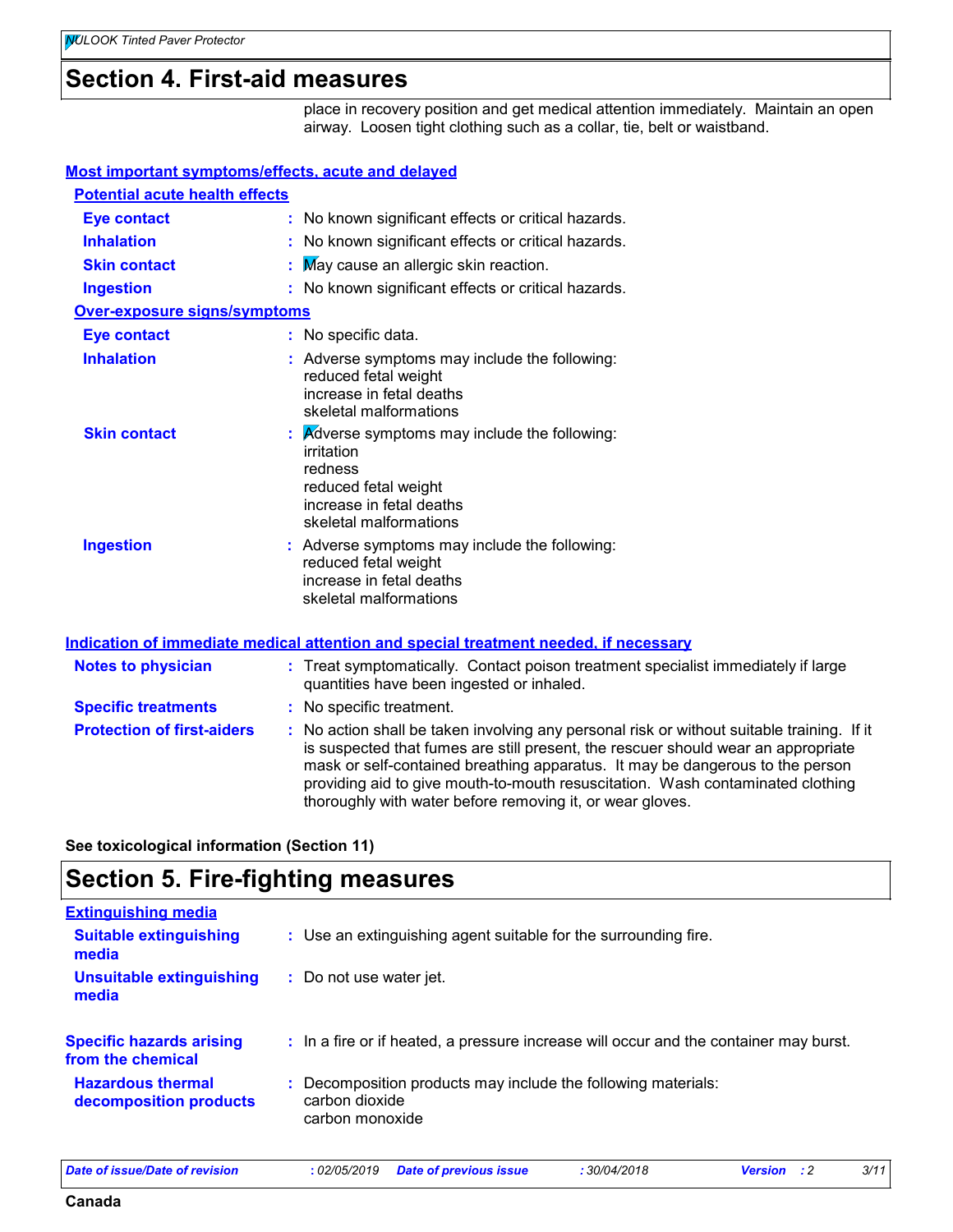## Section 4. First-aid measures

place in recovery position and get medical attention immediately. Maintain an open airway. Loosen tight clothing such as a collar, tie, belt or waistband.

### Most important symptoms/effects, acute and delayed

**Potential acute health effects**

| | |
|---|---|
| **Eye contact** | : No known significant effects or critical hazards. |
| **Inhalation** | : No known significant effects or critical hazards. |
| **Skin contact** | : May cause an allergic skin reaction. |
| **Ingestion** | : No known significant effects or critical hazards. |

**Over-exposure signs/symptoms**

| | |
|---|---|
| **Eye contact** | : No specific data. |
| **Inhalation** | : Adverse symptoms may include the following: reduced fetal weight increase in fetal deaths skeletal malformations |
| **Skin contact** | : Adverse symptoms may include the following: irritation redness reduced fetal weight increase in fetal deaths skeletal malformations |
| **Ingestion** | : Adverse symptoms may include the following: reduced fetal weight increase in fetal deaths skeletal malformations |

### Indication of immediate medical attention and special treatment needed, if necessary

| | |
|---|---|
| **Notes to physician** | : Treat symptomatically. Contact poison treatment specialist immediately if large quantities have been ingested or inhaled. |
| **Specific treatments** | : No specific treatment. |
| **Protection of first-aiders** | : No action shall be taken involving any personal risk or without suitable training. If it is suspected that fumes are still present, the rescuer should wear an appropriate mask or self-contained breathing apparatus. It may be dangerous to the person providing aid to give mouth-to-mouth resuscitation. Wash contaminated clothing thoroughly with water before removing it, or wear gloves. |

**See toxicological information (Section 11)**

## Section 5. Fire-fighting measures

### Extinguishing media

| | |
|---|---|
| **Suitable extinguishing media** | : Use an extinguishing agent suitable for the surrounding fire. |
| **Unsuitable extinguishing media** | : Do not use water jet. |

| | |
|---|---|
| **Specific hazards arising from the chemical** | : In a fire or if heated, a pressure increase will occur and the container may burst. |
| **Hazardous thermal decomposition products** | : Decomposition products may include the following materials: carbon dioxide carbon monoxide |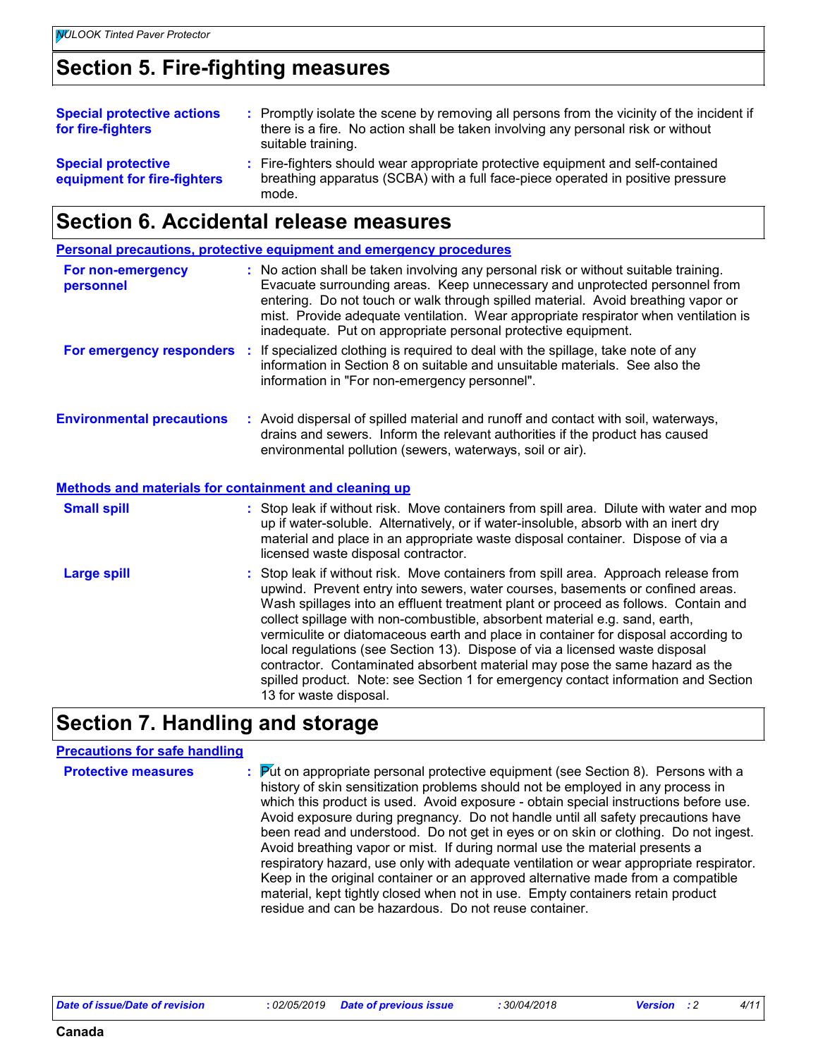# Section 5. Fire-fighting measures

**Special protective actions for fire-fighters** : Promptly isolate the scene by removing all persons from the vicinity of the incident if there is a fire. No action shall be taken involving any personal risk or without suitable training.

**Special protective equipment for fire-fighters** : Fire-fighters should wear appropriate protective equipment and self-contained breathing apparatus (SCBA) with a full face-piece operated in positive pressure mode.

# Section 6. Accidental release measures

## Personal precautions, protective equipment and emergency procedures

**For non-emergency personnel** : No action shall be taken involving any personal risk or without suitable training. Evacuate surrounding areas. Keep unnecessary and unprotected personnel from entering. Do not touch or walk through spilled material. Avoid breathing vapor or mist. Provide adequate ventilation. Wear appropriate respirator when ventilation is inadequate. Put on appropriate personal protective equipment.

**For emergency responders** : If specialized clothing is required to deal with the spillage, take note of any information in Section 8 on suitable and unsuitable materials. See also the information in "For non-emergency personnel".

**Environmental precautions** : Avoid dispersal of spilled material and runoff and contact with soil, waterways, drains and sewers. Inform the relevant authorities if the product has caused environmental pollution (sewers, waterways, soil or air).

## Methods and materials for containment and cleaning up

**Small spill** : Stop leak if without risk. Move containers from spill area. Dilute with water and mop up if water-soluble. Alternatively, or if water-insoluble, absorb with an inert dry material and place in an appropriate waste disposal container. Dispose of via a licensed waste disposal contractor.

**Large spill** : Stop leak if without risk. Move containers from spill area. Approach release from upwind. Prevent entry into sewers, water courses, basements or confined areas. Wash spillages into an effluent treatment plant or proceed as follows. Contain and collect spillage with non-combustible, absorbent material e.g. sand, earth, vermiculite or diatomaceous earth and place in container for disposal according to local regulations (see Section 13). Dispose of via a licensed waste disposal contractor. Contaminated absorbent material may pose the same hazard as the spilled product. Note: see Section 1 for emergency contact information and Section 13 for waste disposal.

# Section 7. Handling and storage

## Precautions for safe handling

**Protective measures** : Put on appropriate personal protective equipment (see Section 8). Persons with a history of skin sensitization problems should not be employed in any process in which this product is used. Avoid exposure - obtain special instructions before use. Avoid exposure during pregnancy. Do not handle until all safety precautions have been read and understood. Do not get in eyes or on skin or clothing. Do not ingest. Avoid breathing vapor or mist. If during normal use the material presents a respiratory hazard, use only with adequate ventilation or wear appropriate respirator. Keep in the original container or an approved alternative made from a compatible material, kept tightly closed when not in use. Empty containers retain product residue and can be hazardous. Do not reuse container.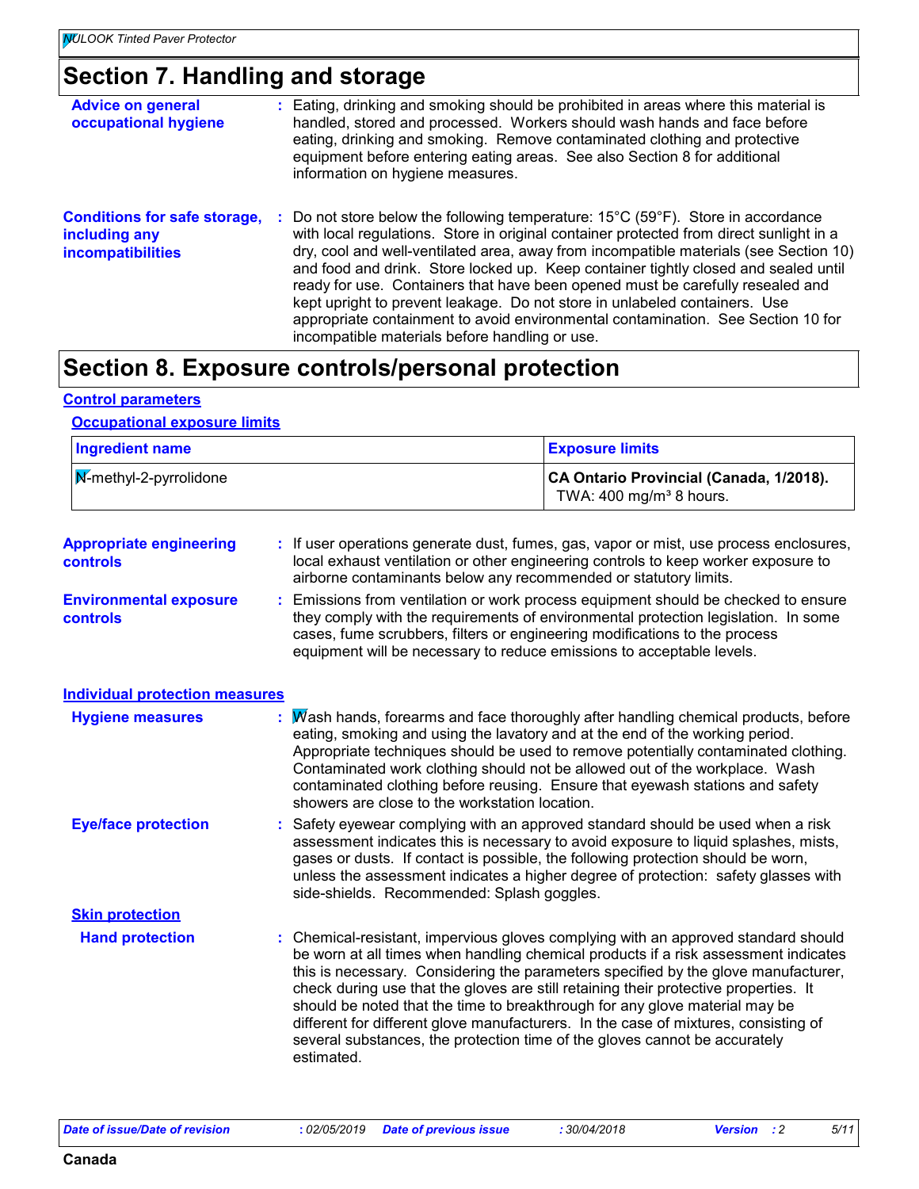# Section 7. Handling and storage

**Advice on general occupational hygiene** : Eating, drinking and smoking should be prohibited in areas where this material is handled, stored and processed. Workers should wash hands and face before eating, drinking and smoking. Remove contaminated clothing and protective equipment before entering eating areas. See also Section 8 for additional information on hygiene measures.

**Conditions for safe storage, including any incompatibilities** : Do not store below the following temperature: 15°C (59°F). Store in accordance with local regulations. Store in original container protected from direct sunlight in a dry, cool and well-ventilated area, away from incompatible materials (see Section 10) and food and drink. Store locked up. Keep container tightly closed and sealed until ready for use. Containers that have been opened must be carefully resealed and kept upright to prevent leakage. Do not store in unlabeled containers. Use appropriate containment to avoid environmental contamination. See Section 10 for incompatible materials before handling or use.

# Section 8. Exposure controls/personal protection

## Control parameters

### Occupational exposure limits

| Ingredient name | Exposure limits |
|---|---|
| N-methyl-2-pyrrolidone | **CA Ontario Provincial (Canada, 1/2018).** TWA: 400 mg/m³ 8 hours. |

**Appropriate engineering controls** : If user operations generate dust, fumes, gas, vapor or mist, use process enclosures, local exhaust ventilation or other engineering controls to keep worker exposure to airborne contaminants below any recommended or statutory limits.

**Environmental exposure controls** : Emissions from ventilation or work process equipment should be checked to ensure they comply with the requirements of environmental protection legislation. In some cases, fume scrubbers, filters or engineering modifications to the process equipment will be necessary to reduce emissions to acceptable levels.

## Individual protection measures

**Hygiene measures** : Wash hands, forearms and face thoroughly after handling chemical products, before eating, smoking and using the lavatory and at the end of the working period. Appropriate techniques should be used to remove potentially contaminated clothing. Contaminated work clothing should not be allowed out of the workplace. Wash contaminated clothing before reusing. Ensure that eyewash stations and safety showers are close to the workstation location.

**Eye/face protection** : Safety eyewear complying with an approved standard should be used when a risk assessment indicates this is necessary to avoid exposure to liquid splashes, mists, gases or dusts. If contact is possible, the following protection should be worn, unless the assessment indicates a higher degree of protection: safety glasses with side-shields. Recommended: Splash goggles.

### Skin protection

**Hand protection** : Chemical-resistant, impervious gloves complying with an approved standard should be worn at all times when handling chemical products if a risk assessment indicates this is necessary. Considering the parameters specified by the glove manufacturer, check during use that the gloves are still retaining their protective properties. It should be noted that the time to breakthrough for any glove material may be different for different glove manufacturers. In the case of mixtures, consisting of several substances, the protection time of the gloves cannot be accurately estimated.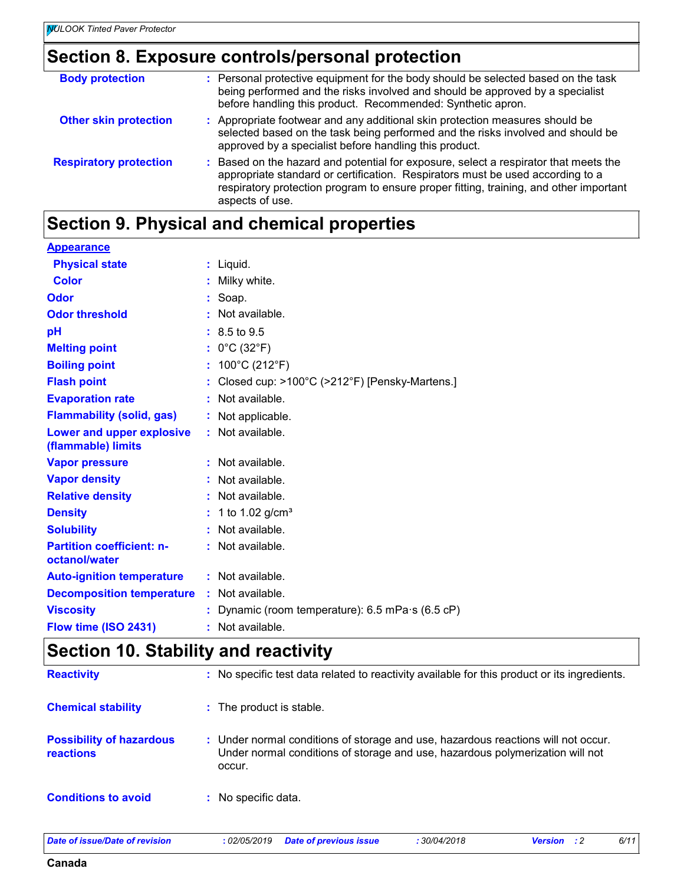## Section 8. Exposure controls/personal protection

| | |
|---|---|
| **Body protection** | Personal protective equipment for the body should be selected based on the task being performed and the risks involved and should be approved by a specialist before handling this product. Recommended: Synthetic apron. |
| **Other skin protection** | Appropriate footwear and any additional skin protection measures should be selected based on the task being performed and the risks involved and should be approved by a specialist before handling this product. |
| **Respiratory protection** | Based on the hazard and potential for exposure, select a respirator that meets the appropriate standard or certification. Respirators must be used according to a respiratory protection program to ensure proper fitting, training, and other important aspects of use. |

## Section 9. Physical and chemical properties

**Appearance**

| | |
|---|---|
| **Physical state** | Liquid. |
| **Color** | Milky white. |
| **Odor** | Soap. |
| **Odor threshold** | Not available. |
| **pH** | 8.5 to 9.5 |
| **Melting point** | 0°C (32°F) |
| **Boiling point** | 100°C (212°F) |
| **Flash point** | Closed cup: >100°C (>212°F) [Pensky-Martens.] |
| **Evaporation rate** | Not available. |
| **Flammability (solid, gas)** | Not applicable. |
| **Lower and upper explosive (flammable) limits** | Not available. |
| **Vapor pressure** | Not available. |
| **Vapor density** | Not available. |
| **Relative density** | Not available. |
| **Density** | 1 to 1.02 g/cm³ |
| **Solubility** | Not available. |
| **Partition coefficient: n-octanol/water** | Not available. |
| **Auto-ignition temperature** | Not available. |
| **Decomposition temperature** | Not available. |
| **Viscosity** | Dynamic (room temperature): 6.5 mPa·s (6.5 cP) |
| **Flow time (ISO 2431)** | Not available. |

## Section 10. Stability and reactivity

| | |
|---|---|
| **Reactivity** | No specific test data related to reactivity available for this product or its ingredients. |
| **Chemical stability** | The product is stable. |
| **Possibility of hazardous reactions** | Under normal conditions of storage and use, hazardous reactions will not occur. Under normal conditions of storage and use, hazardous polymerization will not occur. |
| **Conditions to avoid** | No specific data. |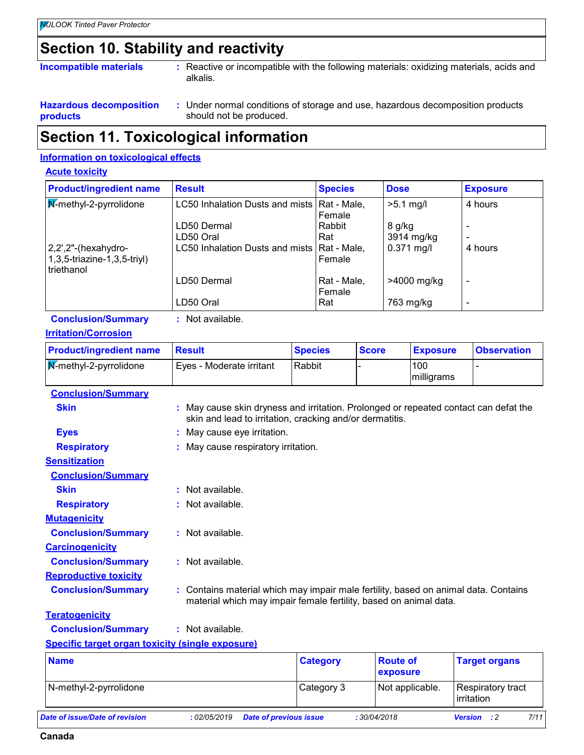# Section 10. Stability and reactivity

**Incompatible materials** : Reactive or incompatible with the following materials: oxidizing materials, acids and alkalis.

**Hazardous decomposition products** : Under normal conditions of storage and use, hazardous decomposition products should not be produced.

# Section 11. Toxicological information

## Information on toxicological effects

### Acute toxicity

| Product/ingredient name | Result | Species | Dose | Exposure |
|---|---|---|---|---|
| N-methyl-2-pyrrolidone | LC50 Inhalation Dusts and mists | Rat - Male, Female | >5.1 mg/l | 4 hours |
| | LD50 Dermal | Rabbit | 8 g/kg | - |
| | LD50 Oral | Rat | 3914 mg/kg | - |
| 2,2',2''-(hexahydro-1,3,5-triazine-1,3,5-triyl) triethanol | LC50 Inhalation Dusts and mists | Rat - Male, Female | 0.371 mg/l | 4 hours |
| | LD50 Dermal | Rat - Male, Female | >4000 mg/kg | - |
| | LD50 Oral | Rat | 763 mg/kg | - |

**Conclusion/Summary** : Not available.

### Irritation/Corrosion

| Product/ingredient name | Result | Species | Score | Exposure | Observation |
|---|---|---|---|---|---|
| N-methyl-2-pyrrolidone | Eyes - Moderate irritant | Rabbit | - | 100 milligrams | - |

**Conclusion/Summary**

**Skin** : May cause skin dryness and irritation. Prolonged or repeated contact can defat the skin and lead to irritation, cracking and/or dermatitis.

**Eyes** : May cause eye irritation.

**Respiratory** : May cause respiratory irritation.

### Sensitization

**Conclusion/Summary**

**Skin** : Not available.

**Respiratory** : Not available.

### Mutagenicity

**Conclusion/Summary** : Not available.

### Carcinogenicity

**Conclusion/Summary** : Not available.

### Reproductive toxicity

**Conclusion/Summary** : Contains material which may impair male fertility, based on animal data. Contains material which may impair female fertility, based on animal data.

### Teratogenicity

**Conclusion/Summary** : Not available.

### Specific target organ toxicity (single exposure)

| Name | Category | Route of exposure | Target organs |
|---|---|---|---|
| N-methyl-2-pyrrolidone | Category 3 | Not applicable. | Respiratory tract irritation |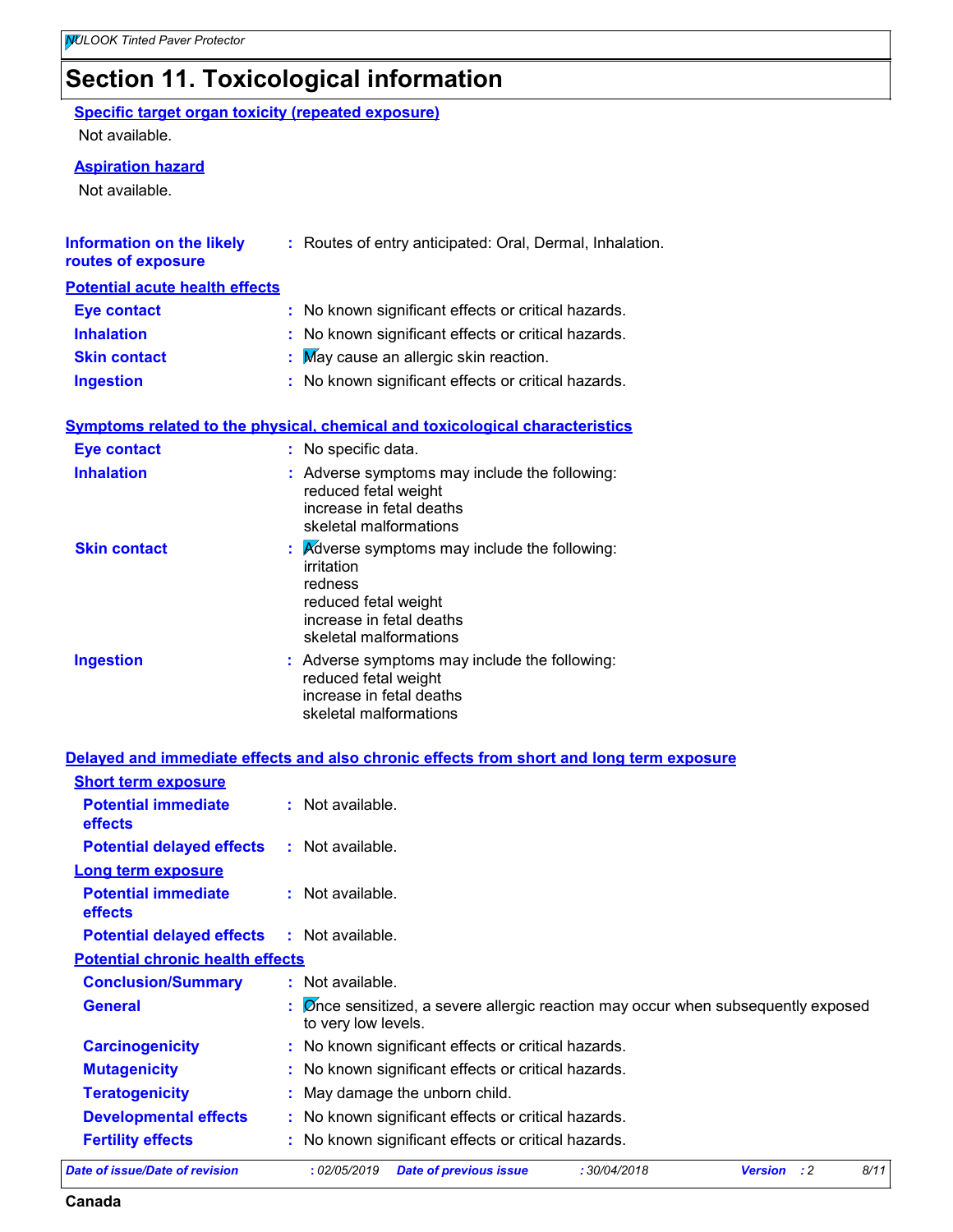# Section 11. Toxicological information

**Specific target organ toxicity (repeated exposure)**

Not available.

**Aspiration hazard**

Not available.

**Information on the likely routes of exposure** : Routes of entry anticipated: Oral, Dermal, Inhalation.

**Potential acute health effects**

| | |
|---|---|
| **Eye contact** | : No known significant effects or critical hazards. |
| **Inhalation** | : No known significant effects or critical hazards. |
| **Skin contact** | : May cause an allergic skin reaction. |
| **Ingestion** | : No known significant effects or critical hazards. |

**Symptoms related to the physical, chemical and toxicological characteristics**

**Eye contact** : No specific data.

**Inhalation** : Adverse symptoms may include the following:
reduced fetal weight
increase in fetal deaths
skeletal malformations

**Skin contact** : Adverse symptoms may include the following:
irritation
redness
reduced fetal weight
increase in fetal deaths
skeletal malformations

**Ingestion** : Adverse symptoms may include the following:
reduced fetal weight
increase in fetal deaths
skeletal malformations

**Delayed and immediate effects and also chronic effects from short and long term exposure**

**Short term exposure**

| | |
|---|---|
| **Potential immediate effects** | : Not available. |
| **Potential delayed effects** | : Not available. |

**Long term exposure**

| | |
|---|---|
| **Potential immediate effects** | : Not available. |
| **Potential delayed effects** | : Not available. |

**Potential chronic health effects**

| | |
|---|---|
| **Conclusion/Summary** | : Not available. |
| **General** | : Once sensitized, a severe allergic reaction may occur when subsequently exposed to very low levels. |
| **Carcinogenicity** | : No known significant effects or critical hazards. |
| **Mutagenicity** | : No known significant effects or critical hazards. |
| **Teratogenicity** | : May damage the unborn child. |
| **Developmental effects** | : No known significant effects or critical hazards. |
| **Fertility effects** | : No known significant effects or critical hazards. |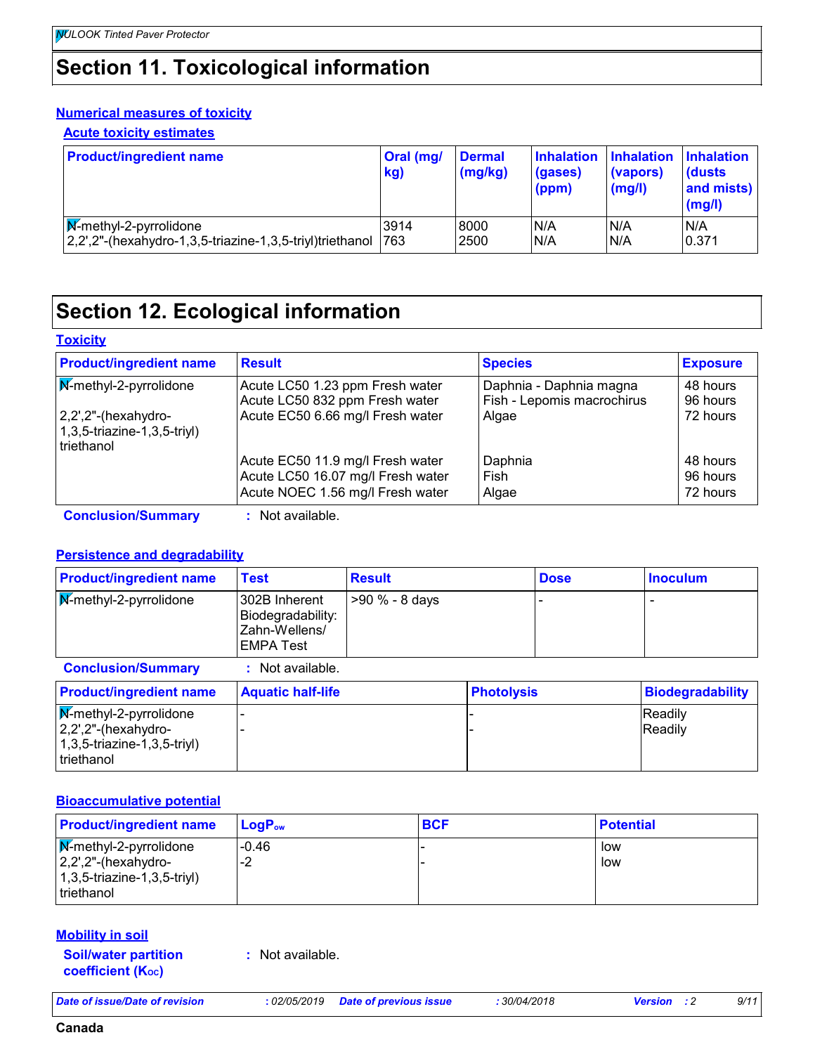## Section 11. Toxicological information

### Numerical measures of toxicity

#### Acute toxicity estimates

| Product/ingredient name | Oral (mg/kg) | Dermal (mg/kg) | Inhalation (gases) (ppm) | Inhalation (vapors) (mg/l) | Inhalation (dusts and mists) (mg/l) |
|---|---|---|---|---|---|
| N-methyl-2-pyrrolidone | 3914 | 8000 | N/A | N/A | N/A |
| 2,2',2"-(hexahydro-1,3,5-triazine-1,3,5-triyl)triethanol | 763 | 2500 | N/A | N/A | 0.371 |

## Section 12. Ecological information

### Toxicity

| Product/ingredient name | Result | Species | Exposure |
|---|---|---|---|
| N-methyl-2-pyrrolidone | Acute LC50 1.23 ppm Fresh water | Daphnia - Daphnia magna | 48 hours |
| | Acute LC50 832 ppm Fresh water | Fish - Lepomis macrochirus | 96 hours |
| 2,2',2"-(hexahydro-1,3,5-triazine-1,3,5-triyl) triethanol | Acute EC50 6.66 mg/l Fresh water | Algae | 72 hours |
| | Acute EC50 11.9 mg/l Fresh water | Daphnia | 48 hours |
| | Acute LC50 16.07 mg/l Fresh water | Fish | 96 hours |
| | Acute NOEC 1.56 mg/l Fresh water | Algae | 72 hours |

**Conclusion/Summary** : Not available.

### Persistence and degradability

| Product/ingredient name | Test | Result | Dose | Inoculum |
|---|---|---|---|---|
| N-methyl-2-pyrrolidone | 302B Inherent Biodegradability: Zahn-Wellens/ EMPA Test | >90 % - 8 days | - | - |

**Conclusion/Summary** : Not available.

| Product/ingredient name | Aquatic half-life | Photolysis | Biodegradability |
|---|---|---|---|
| N-methyl-2-pyrrolidone | - | - | Readily |
| 2,2',2"-(hexahydro-1,3,5-triazine-1,3,5-triyl) triethanol | - | - | Readily |

### Bioaccumulative potential

| Product/ingredient name | $LogP_{ow}$ | BCF | Potential |
|---|---|---|---|
| N-methyl-2-pyrrolidone | -0.46 | - | low |
| 2,2',2"-(hexahydro-1,3,5-triazine-1,3,5-triyl) triethanol | -2 | - | low |

### Mobility in soil

**Soil/water partition coefficient ($K_{oc}$)** : Not available.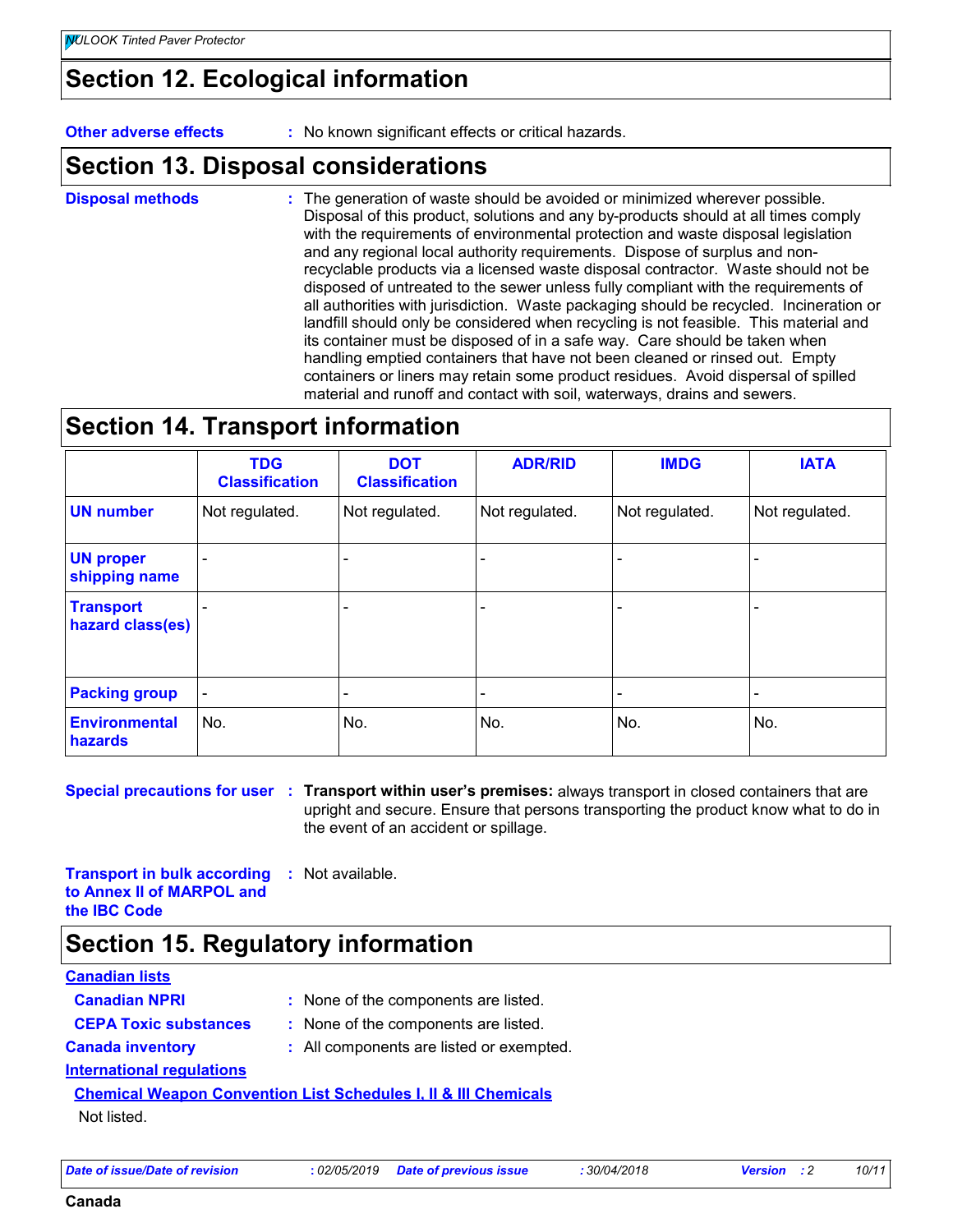## Section 12. Ecological information

**Other adverse effects** : No known significant effects or critical hazards.

## Section 13. Disposal considerations

**Disposal methods** : The generation of waste should be avoided or minimized wherever possible. Disposal of this product, solutions and any by-products should at all times comply with the requirements of environmental protection and waste disposal legislation and any regional local authority requirements. Dispose of surplus and non-recyclable products via a licensed waste disposal contractor. Waste should not be disposed of untreated to the sewer unless fully compliant with the requirements of all authorities with jurisdiction. Waste packaging should be recycled. Incineration or landfill should only be considered when recycling is not feasible. This material and its container must be disposed of in a safe way. Care should be taken when handling emptied containers that have not been cleaned or rinsed out. Empty containers or liners may retain some product residues. Avoid dispersal of spilled material and runoff and contact with soil, waterways, drains and sewers.

## Section 14. Transport information

| | TDG Classification | DOT Classification | ADR/RID | IMDG | IATA |
|---|---|---|---|---|---|
| UN number | Not regulated. | Not regulated. | Not regulated. | Not regulated. | Not regulated. |
| UN proper shipping name | - | - | - | - | - |
| Transport hazard class(es) | - | - | - | - | - |
| Packing group | - | - | - | - | - |
| Environmental hazards | No. | No. | No. | No. | No. |

**Special precautions for user** : **Transport within user's premises:** always transport in closed containers that are upright and secure. Ensure that persons transporting the product know what to do in the event of an accident or spillage.

**Transport in bulk according to Annex II of MARPOL and the IBC Code** : Not available.

## Section 15. Regulatory information

**Canadian lists**

**Canadian NPRI** : None of the components are listed.

**CEPA Toxic substances** : None of the components are listed.

**Canada inventory** : All components are listed or exempted.

**International regulations**

**Chemical Weapon Convention List Schedules I, II & III Chemicals**

Not listed.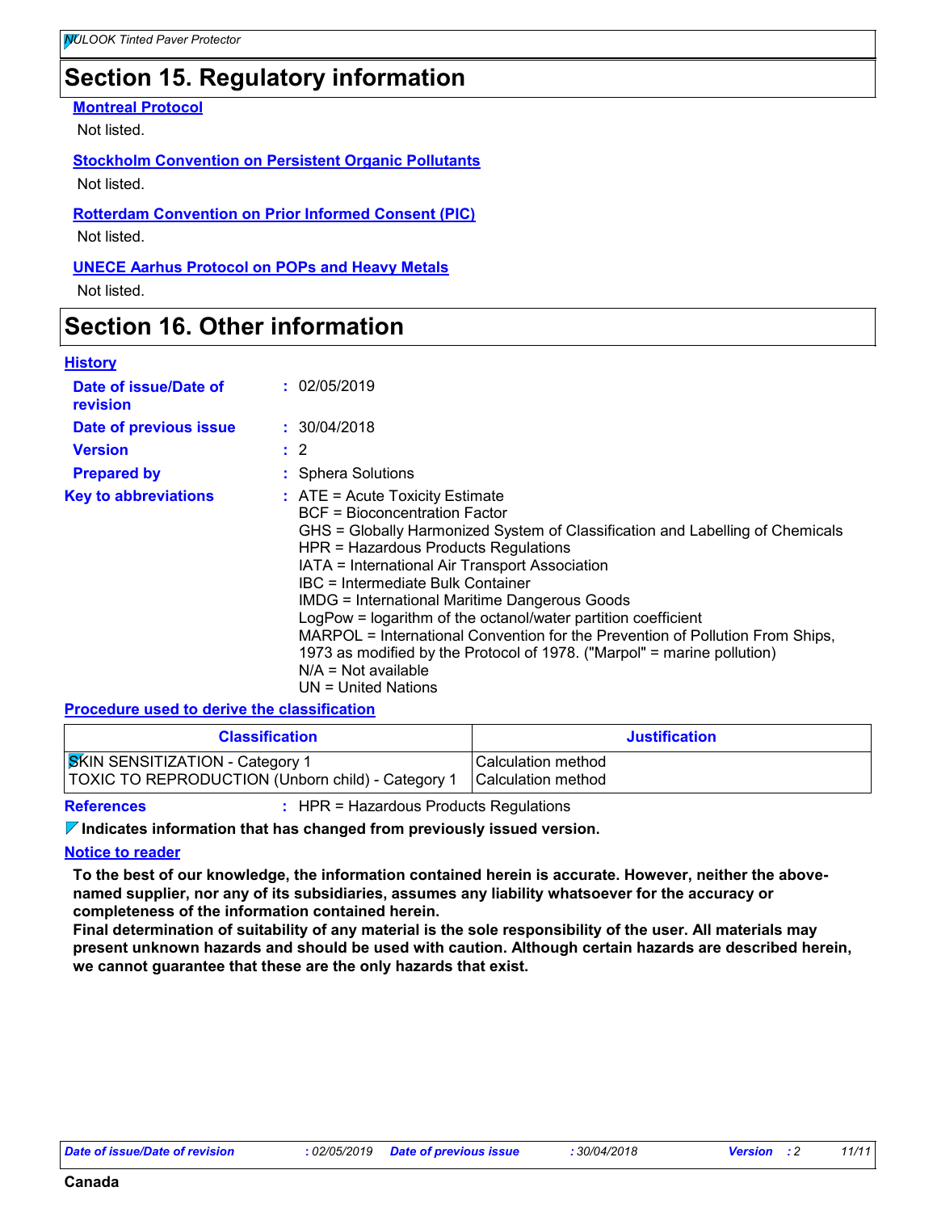# Section 15. Regulatory information

**Montreal Protocol**

Not listed.

**Stockholm Convention on Persistent Organic Pollutants**

Not listed.

**Rotterdam Convention on Prior Informed Consent (PIC)**

Not listed.

**UNECE Aarhus Protocol on POPs and Heavy Metals**

Not listed.

# Section 16. Other information

**History**

**Date of issue/Date of revision** : 02/05/2019

**Date of previous issue** : 30/04/2018

**Version** : 2

**Prepared by** : Sphera Solutions

**Key to abbreviations** : ATE = Acute Toxicity Estimate
BCF = Bioconcentration Factor
GHS = Globally Harmonized System of Classification and Labelling of Chemicals
HPR = Hazardous Products Regulations
IATA = International Air Transport Association
IBC = Intermediate Bulk Container
IMDG = International Maritime Dangerous Goods
LogPow = logarithm of the octanol/water partition coefficient
MARPOL = International Convention for the Prevention of Pollution From Ships, 1973 as modified by the Protocol of 1978. ("Marpol" = marine pollution)
N/A = Not available
UN = United Nations

**Procedure used to derive the classification**

| Classification | Justification |
| --- | --- |
| SKIN SENSITIZATION - Category 1 | Calculation method |
| TOXIC TO REPRODUCTION (Unborn child) - Category 1 | Calculation method |

**References** : HPR = Hazardous Products Regulations

**Indicates information that has changed from previously issued version.**

**Notice to reader**

**To the best of our knowledge, the information contained herein is accurate. However, neither the above-named supplier, nor any of its subsidiaries, assumes any liability whatsoever for the accuracy or completeness of the information contained herein.**
**Final determination of suitability of any material is the sole responsibility of the user. All materials may present unknown hazards and should be used with caution. Although certain hazards are described herein, we cannot guarantee that these are the only hazards that exist.**